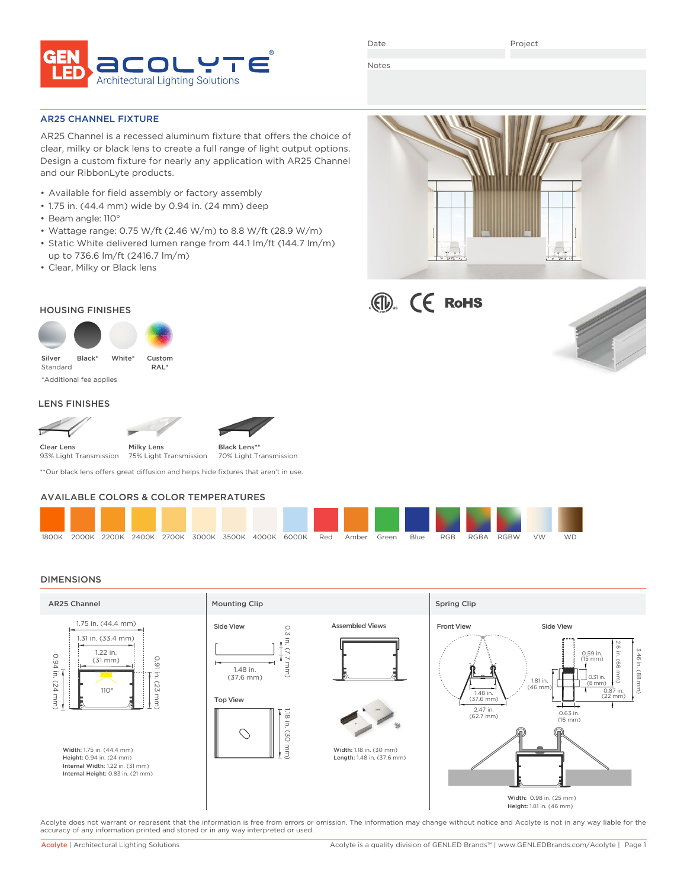GEN LED ACOLYTE® Architectural Lighting Solutions

Date

Project

Notes

## AR25 CHANNEL FIXTURE

AR25 Channel is a recessed aluminum fixture that offers the choice of clear, milky or black lens to create a full range of light output options. Design a custom fixture for nearly any application with AR25 Channel and our RibbonLyte products.

- Available for field assembly or factory assembly
- 1.75 in. (44.4 mm) wide by 0.94 in. (24 mm) deep
- Beam angle: 110°
- Wattage range: 0.75 W/ft (2.46 W/m) to 8.8 W/ft (28.9 W/m)
- Static White delivered lumen range from 44.1 lm/ft (144.7 lm/m) up to 736.6 lm/ft (2416.7 lm/m)
- Clear, Milky or Black lens

ETL CE RoHS

## HOUSING FINISHES

Silver Standard | Black* | White* | Custom RAL*

*Additional fee applies

## LENS FINISHES

| Clear Lens | Milky Lens | Black Lens** |
|---|---|---|
| 93% Light Transmission | 75% Light Transmission | 70% Light Transmission |

**Our black lens offers great diffusion and helps hide fixtures that aren't in use.

## AVAILABLE COLORS & COLOR TEMPERATURES

1800K | 2000K | 2200K | 2400K | 2700K | 3000K | 3500K | 4000K | 6000K | Red | Amber | Green | Blue | RGB | RGBA | RGBW | VW | WD

## DIMENSIONS

### AR25 Channel

1.75 in. (44.4 mm)
1.31 in. (33.4 mm)
1.22 in. (31 mm)
0.94 in. (24 mm)
0.91 in. (23 mm)
110°

**Width:** 1.75 in. (44.4 mm)
**Height:** 0.94 in. (24 mm)
**Internal Width:** 1.22 in. (31 mm)
**Internal Height:** 0.83 in. (21 mm)

### Mounting Clip

Side View

1.48 in. (37.6 mm)
0.3 in. (7.7 mm)

Top View

1.18 in. (30 mm)

Assembled Views

**Width:** 1.18 in. (30 mm)
**Length:** 1.48 in. (37.6 mm)

### Spring Clip

Front View

1.48 in. (37.6 mm)
2.47 in. (62.7 mm)

Side View

0.59 in. (15 mm)
2.6 in. (66 mm)
3.46 in. (88 mm)
1.81 in. (46 mm)
0.31 in. (8 mm)
0.87 in. (22 mm)
0.63 in. (16 mm)

**Width:** 0.98 in. (25 mm)
**Height:** 1.81 in. (46 mm)

Acolyte does not warrant or represent that the information is free from errors or omission. The information may change without notice and Acolyte is not in any way liable for the accuracy of any information printed and stored or in any way interpreted or used.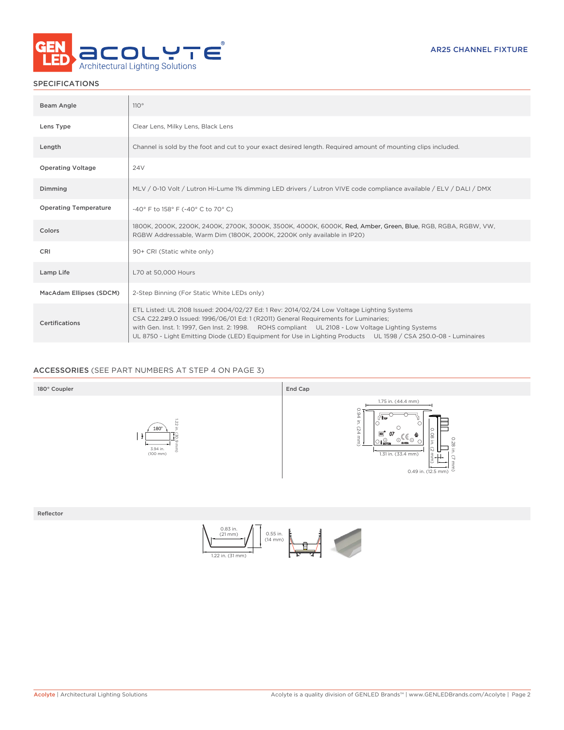AR25 CHANNEL FIXTURE

## SPECIFICATIONS

| | |
|---|---|
| Beam Angle | 110° |
| Lens Type | Clear Lens, Milky Lens, Black Lens |
| Length | Channel is sold by the foot and cut to your exact desired length. Required amount of mounting clips included. |
| Operating Voltage | 24V |
| Dimming | MLV / 0-10 Volt / Lutron Hi-Lume 1% dimming LED drivers / Lutron VIVE code compliance available / ELV / DALI / DMX |
| Operating Temperature | -40° F to 158° F (-40° C to 70° C) |
| Colors | 1800K, 2000K, 2200K, 2400K, 2700K, 3000K, 3500K, 4000K, 6000K, Red, Amber, Green, Blue, RGB, RGBA, RGBW, VW, RGBW Addressable, Warm Dim (1800K, 2000K, 2200K only available in IP20) |
| CRI | 90+ CRI (Static white only) |
| Lamp Life | L70 at 50,000 Hours |
| MacAdam Ellipses (SDCM) | 2-Step Binning (For Static White LEDs only) |
| Certifications | ETL Listed: UL 2108 Issued: 2004/02/27 Ed: 1 Rev: 2014/02/24 Low Voltage Lighting Systems CSA C22.2#9.0 Issued: 1996/06/01 Ed: 1 (R2011) General Requirements for Luminaries; with Gen. Inst. 1: 1997, Gen Inst. 2: 1998. ROHS compliant UL 2108 - Low Voltage Lighting Systems UL 8750 - Light Emitting Diode (LED) Equipment for Use in Lighting Products UL 1598 / CSA 250.0-08 - Luminaires |

## ACCESSORIES (SEE PART NUMBERS AT STEP 4 ON PAGE 3)

**180° Coupler**

180°, 1.22 in. (30.9 mm), 3.94 in. (100 mm)

**End Cap**

1.75 in. (44.4 mm), 0.94 in. (24 mm), 1.31 in. (33.4 mm), 0.08 in. (2 mm), 0.28 in. (7 mm), 0.49 in. (12.5 mm)

**Reflector**

0.83 in. (21 mm), 0.55 in. (14 mm), 1.22 in. (31 mm)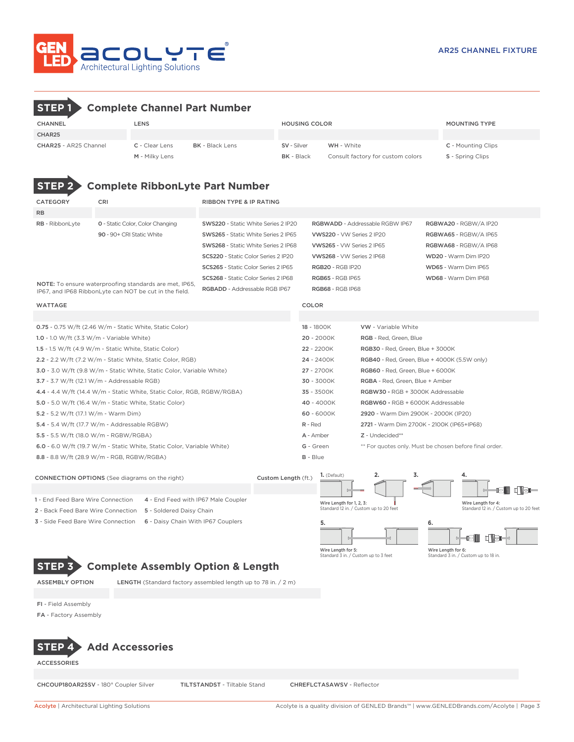GEN LED ACOLYTE® Architectural Lighting Solutions

AR25 CHANNEL FIXTURE

## STEP 1 Complete Channel Part Number

| CHANNEL | LENS | | HOUSING COLOR | | MOUNTING TYPE |
|---|---|---|---|---|---|
| CHAR25 | | | | | |
| **CHAR25** - AR25 Channel | **C** - Clear Lens | **BK** - Black Lens | **SV** - Silver | **WH** - White | **C** - Mounting Clips |
| | **M** - Milky Lens | | **BK** - Black | Consult factory for custom colors | **S** - Spring Clips |

## STEP 2 Complete RibbonLyte Part Number

| CATEGORY | CRI | RIBBON TYPE & IP RATING | | |
|---|---|---|---|---|
| RB | | | | |
| **RB** - RibbonLyte | **0** - Static Color, Color Changing | **SWS220** - Static White Series 2 IP20 | **RGBWADD** - Addressable RGBW IP67 | **RGBWA20** - RGBW/A IP20 |
| | **90** - 90+ CRI Static White | **SWS265** - Static White Series 2 IP65 | **VWS220** - VW Series 2 IP20 | **RGBWA65** - RGBW/A IP65 |
| | | **SWS268** - Static White Series 2 IP68 | **VWS265** - VW Series 2 IP65 | **RGBWA68** - RGBW/A IP68 |
| | | **SCS220** - Static Color Series 2 IP20 | **VWS268** - VW Series 2 IP68 | **WD20** - Warm Dim IP20 |
| | | **SCS265** - Static Color Series 2 IP65 | **RGB20** - RGB IP20 | **WD65** - Warm Dim IP65 |
| | | **SCS268** - Static Color Series 2 IP68 | **RGB65** - RGB IP65 | **WD68** - Warm Dim IP68 |
| | | **RGBADD** - Addressable RGB IP67 | **RGB68** - RGB IP68 | |

**NOTE:** To ensure waterproofing standards are met, IP65, IP67, and IP68 RibbonLyte can NOT be cut in the field.

| WATTAGE | COLOR | |
|---|---|---|
| | | |
| **0.75** - 0.75 W/ft (2.46 W/m - Static White, Static Color) | **18** - 1800K | **VW** - Variable White |
| **1.0** - 1.0 W/ft (3.3 W/m - Variable White) | **20** - 2000K | **RGB** - Red, Green, Blue |
| **1.5** - 1.5 W/ft (4.9 W/m - Static White, Static Color) | **22** - 2200K | **RGB30** - Red, Green, Blue + 3000K |
| **2.2** - 2.2 W/ft (7.2 W/m - Static White, Static Color, RGB) | **24** - 2400K | **RGB40** - Red, Green, Blue + 4000K (5.5W only) |
| **3.0** - 3.0 W/ft (9.8 W/m - Static White, Static Color, Variable White) | **27** - 2700K | **RGB60** - Red, Green, Blue + 6000K |
| **3.7** - 3.7 W/ft (12.1 W/m - Addressable RGB) | **30** - 3000K | **RGBA** - Red, Green, Blue + Amber |
| **4.4** - 4.4 W/ft (14.4 W/m - Static White, Static Color, RGB, RGBW/RGBA) | **35** - 3500K | **RGBW30** - RGB + 3000K Addressable |
| **5.0** - 5.0 W/ft (16.4 W/m - Static White, Static Color) | **40** - 4000K | **RGBW60** - RGB + 6000K Addressable |
| **5.2** - 5.2 W/ft (17.1 W/m - Warm Dim) | **60** - 6000K | **2920** - Warm Dim 2900K - 2000K (IP20) |
| **5.4** - 5.4 W/ft (17.7 W/m - Addressable RGBW) | **R** - Red | **2721** - Warm Dim 2700K - 2100K (IP65+IP68) |
| **5.5** - 5.5 W/ft (18.0 W/m - RGBW/RGBA) | **A** - Amber | **Z** - Undecided** |
| **6.0** - 6.0 W/ft (19.7 W/m - Static White, Static Color, Variable White) | **G** - Green | ** For quotes only. Must be chosen before final order. |
| **8.8** - 8.8 W/ft (28.9 W/m - RGB, RGBW/RGBA) | **B** - Blue | |

| CONNECTION OPTIONS (See diagrams on the right) | | Custom Length (ft.) |
|---|---|---|
| | | |
| **1** - End Feed Bare Wire Connection | **4** - End Feed with IP67 Male Coupler | |
| **2** - Back Feed Bare Wire Connection | **5** - Soldered Daisy Chain | |
| **3** - Side Feed Bare Wire Connection | **6** - Daisy Chain With IP67 Couplers | |

1. (Default) 2. 3. 4.

Wire Length for 1, 2, 3: Standard 12 in. / Custom up to 20 feet

Wire Length for 4: Standard 12 in. / Custom up to 20 feet

5. 6.

Wire Length for 5: Standard 3 in. / Custom up to 3 feet

Wire Length for 6: Standard 3 in. / Custom up to 18 in.

## STEP 3 Complete Assembly Option & Length

| ASSEMBLY OPTION | LENGTH (Standard factory assembled length up to 78 in. / 2 m) |
|---|---|
| | |
| **FI** - Field Assembly | |
| **FA** - Factory Assembly | |

## STEP 4 Add Accessories

ACCESSORIES

**CHCOUP180AR25SV** - 180° Coupler Silver | **TILTSTANDST** - Tiltable Stand | **CHREFLCTASAWSV** - Reflector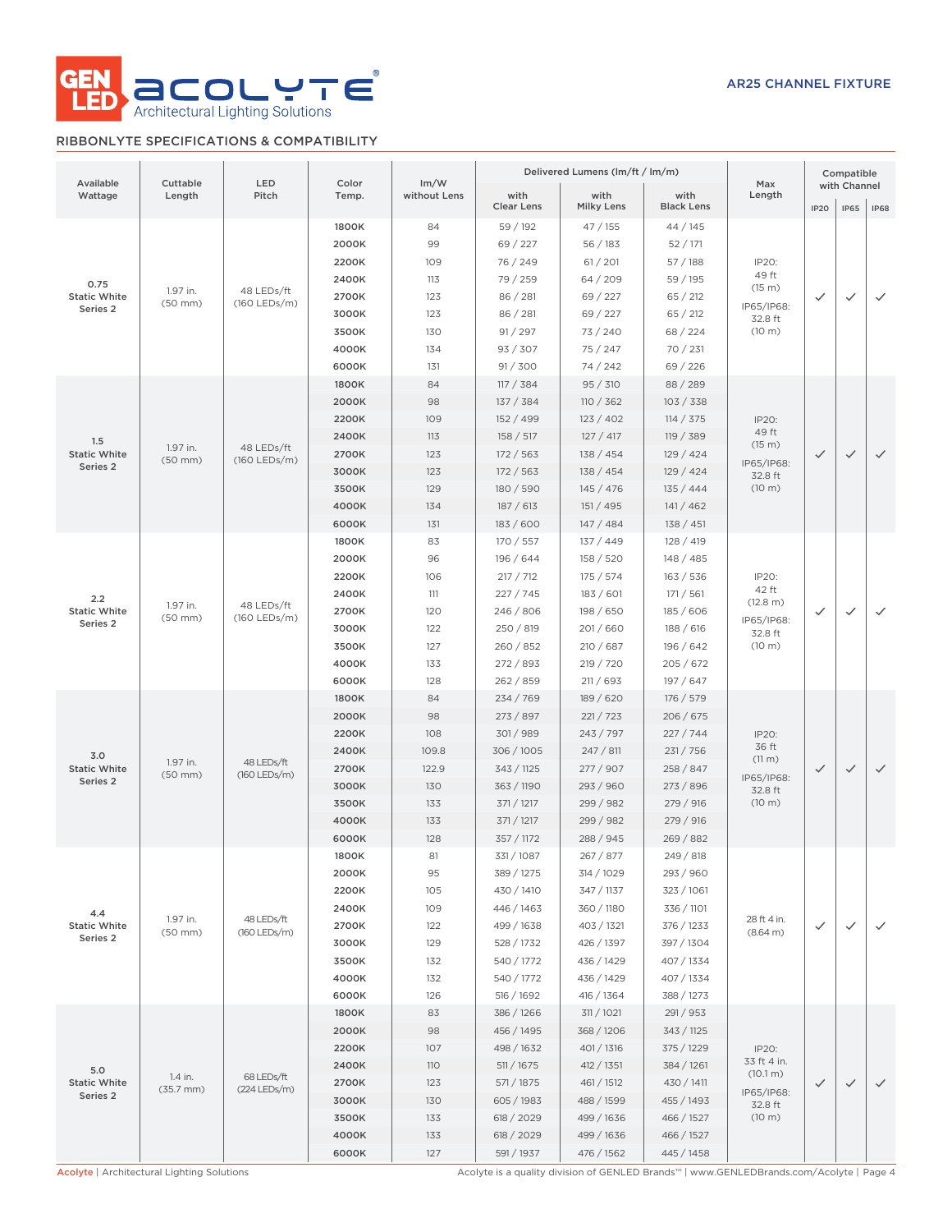AR25 CHANNEL FIXTURE

## RIBBONLYTE SPECIFICATIONS & COMPATIBILITY

| Available Wattage | Cuttable Length | LED Pitch | Color Temp. | lm/W without Lens | Delivered Lumens (lm/ft / lm/m) with Clear Lens | with Milky Lens | with Black Lens | Max Length | Compatible with Channel IP20 | IP65 | IP68 |
|---|---|---|---|---|---|---|---|---|---|---|---|
| 0.75 Static White Series 2 | 1.97 in. (50 mm) | 48 LEDs/ft (160 LEDs/m) | 1800K | 84 | 59 / 192 | 47 / 155 | 44 / 145 | IP20: 49 ft (15 m) IP65/IP68: 32.8 ft (10 m) | ✓ | ✓ | ✓ |
| | | | 2000K | 99 | 69 / 227 | 56 / 183 | 52 / 171 | | | | |
| | | | 2200K | 109 | 76 / 249 | 61 / 201 | 57 / 188 | | | | |
| | | | 2400K | 113 | 79 / 259 | 64 / 209 | 59 / 195 | | | | |
| | | | 2700K | 123 | 86 / 281 | 69 / 227 | 65 / 212 | | | | |
| | | | 3000K | 123 | 86 / 281 | 69 / 227 | 65 / 212 | | | | |
| | | | 3500K | 130 | 91 / 297 | 73 / 240 | 68 / 224 | | | | |
| | | | 4000K | 134 | 93 / 307 | 75 / 247 | 70 / 231 | | | | |
| | | | 6000K | 131 | 91 / 300 | 74 / 242 | 69 / 226 | | | | |
| 1.5 Static White Series 2 | 1.97 in. (50 mm) | 48 LEDs/ft (160 LEDs/m) | 1800K | 84 | 117 / 384 | 95 / 310 | 88 / 289 | IP20: 49 ft (15 m) IP65/IP68: 32.8 ft (10 m) | ✓ | ✓ | ✓ |
| | | | 2000K | 98 | 137 / 384 | 110 / 362 | 103 / 338 | | | | |
| | | | 2200K | 109 | 152 / 499 | 123 / 402 | 114 / 375 | | | | |
| | | | 2400K | 113 | 158 / 517 | 127 / 417 | 119 / 389 | | | | |
| | | | 2700K | 123 | 172 / 563 | 138 / 454 | 129 / 424 | | | | |
| | | | 3000K | 123 | 172 / 563 | 138 / 454 | 129 / 424 | | | | |
| | | | 3500K | 129 | 180 / 590 | 145 / 476 | 135 / 444 | | | | |
| | | | 4000K | 134 | 187 / 613 | 151 / 495 | 141 / 462 | | | | |
| | | | 6000K | 131 | 183 / 600 | 147 / 484 | 138 / 451 | | | | |
| 2.2 Static White Series 2 | 1.97 in. (50 mm) | 48 LEDs/ft (160 LEDs/m) | 1800K | 83 | 170 / 557 | 137 / 449 | 128 / 419 | IP20: 42 ft (12.8 m) IP65/IP68: 32.8 ft (10 m) | ✓ | ✓ | ✓ |
| | | | 2000K | 96 | 196 / 644 | 158 / 520 | 148 / 485 | | | | |
| | | | 2200K | 106 | 217 / 712 | 175 / 574 | 163 / 536 | | | | |
| | | | 2400K | 111 | 227 / 745 | 183 / 601 | 171 / 561 | | | | |
| | | | 2700K | 120 | 246 / 806 | 198 / 650 | 185 / 606 | | | | |
| | | | 3000K | 122 | 250 / 819 | 201 / 660 | 188 / 616 | | | | |
| | | | 3500K | 127 | 260 / 852 | 210 / 687 | 196 / 642 | | | | |
| | | | 4000K | 133 | 272 / 893 | 219 / 720 | 205 / 672 | | | | |
| | | | 6000K | 128 | 262 / 859 | 211 / 693 | 197 / 647 | | | | |
| 3.0 Static White Series 2 | 1.97 in. (50 mm) | 48 LEDs/ft (160 LEDs/m) | 1800K | 84 | 234 / 769 | 189 / 620 | 176 / 579 | IP20: 36 ft (11 m) IP65/IP68: 32.8 ft (10 m) | ✓ | ✓ | ✓ |
| | | | 2000K | 98 | 273 / 897 | 221 / 723 | 206 / 675 | | | | |
| | | | 2200K | 108 | 301 / 989 | 243 / 797 | 227 / 744 | | | | |
| | | | 2400K | 109.8 | 306 / 1005 | 247 / 811 | 231 / 756 | | | | |
| | | | 2700K | 122.9 | 343 / 1125 | 277 / 907 | 258 / 847 | | | | |
| | | | 3000K | 130 | 363 / 1190 | 293 / 960 | 273 / 896 | | | | |
| | | | 3500K | 133 | 371 / 1217 | 299 / 982 | 279 / 916 | | | | |
| | | | 4000K | 133 | 371 / 1217 | 299 / 982 | 279 / 916 | | | | |
| | | | 6000K | 128 | 357 / 1172 | 288 / 945 | 269 / 882 | | | | |
| 4.4 Static White Series 2 | 1.97 in. (50 mm) | 48 LEDs/ft (160 LEDs/m) | 1800K | 81 | 331 / 1087 | 267 / 877 | 249 / 818 | 28 ft 4 in. (8.64 m) | ✓ | ✓ | ✓ |
| | | | 2000K | 95 | 389 / 1275 | 314 / 1029 | 293 / 960 | | | | |
| | | | 2200K | 105 | 430 / 1410 | 347 / 1137 | 323 / 1061 | | | | |
| | | | 2400K | 109 | 446 / 1463 | 360 / 1180 | 336 / 1101 | | | | |
| | | | 2700K | 122 | 499 / 1638 | 403 / 1321 | 376 / 1233 | | | | |
| | | | 3000K | 129 | 528 / 1732 | 426 / 1397 | 397 / 1304 | | | | |
| | | | 3500K | 132 | 540 / 1772 | 436 / 1429 | 407 / 1334 | | | | |
| | | | 4000K | 132 | 540 / 1772 | 436 / 1429 | 407 / 1334 | | | | |
| | | | 6000K | 126 | 516 / 1692 | 416 / 1364 | 388 / 1273 | | | | |
| 5.0 Static White Series 2 | 1.4 in. (35.7 mm) | 68 LEDs/ft (224 LEDs/m) | 1800K | 83 | 386 / 1266 | 311 / 1021 | 291 / 953 | IP20: 33 ft 4 in. (10.1 m) IP65/IP68: 32.8 ft (10 m) | ✓ | ✓ | ✓ |
| | | | 2000K | 98 | 456 / 1495 | 368 / 1206 | 343 / 1125 | | | | |
| | | | 2200K | 107 | 498 / 1632 | 401 / 1316 | 375 / 1229 | | | | |
| | | | 2400K | 110 | 511 / 1675 | 412 / 1351 | 384 / 1261 | | | | |
| | | | 2700K | 123 | 571 / 1875 | 461 / 1512 | 430 / 1411 | | | | |
| | | | 3000K | 130 | 605 / 1983 | 488 / 1599 | 455 / 1493 | | | | |
| | | | 3500K | 133 | 618 / 2029 | 499 / 1636 | 466 / 1527 | | | | |
| | | | 4000K | 133 | 618 / 2029 | 499 / 1636 | 466 / 1527 | | | | |
| | | | 6000K | 127 | 591 / 1937 | 476 / 1562 | 445 / 1458 | | | | |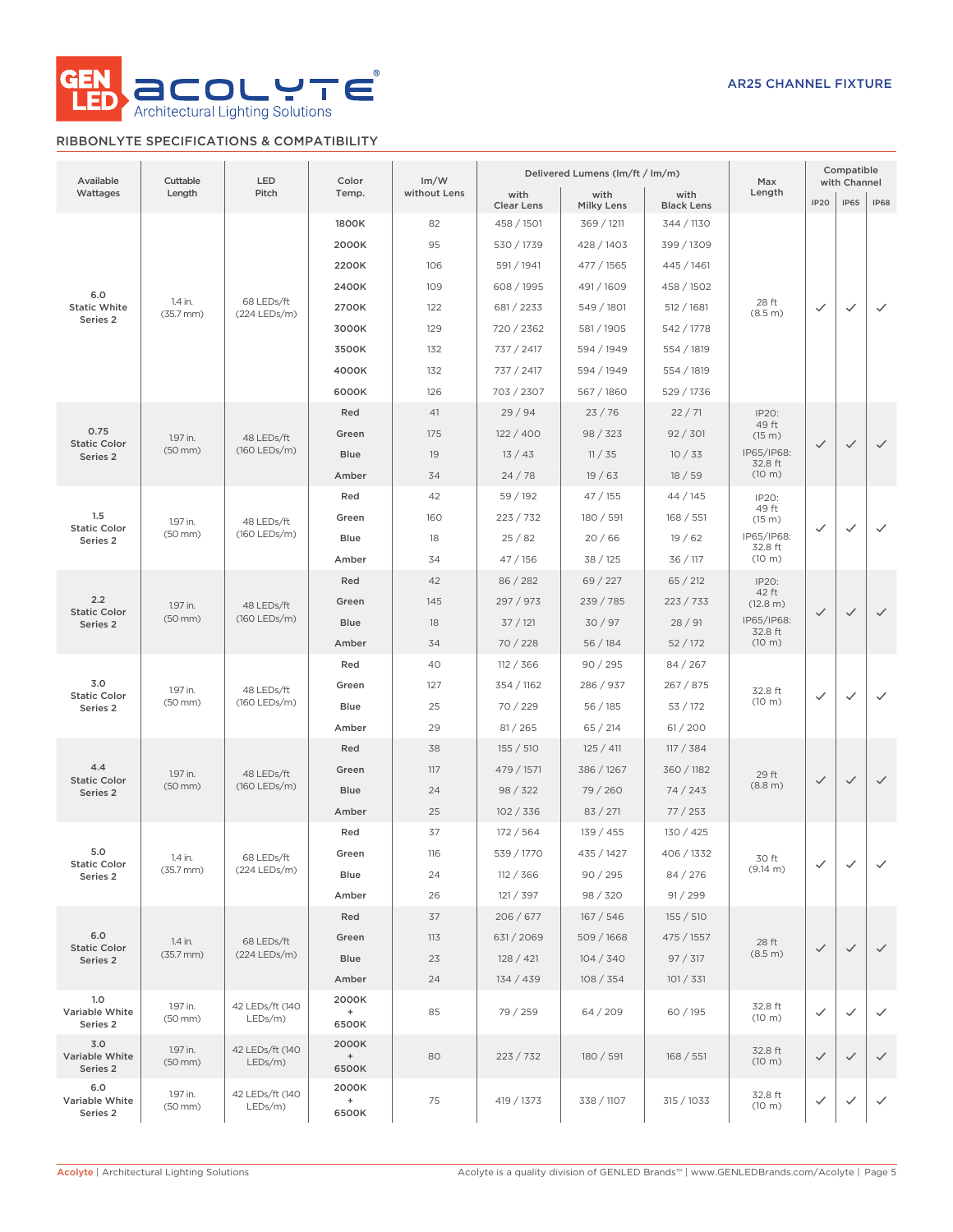AR25 CHANNEL FIXTURE

## RIBBONLYTE SPECIFICATIONS & COMPATIBILITY

| Available Wattages | Cuttable Length | LED Pitch | Color Temp. | lm/W without Lens | Delivered Lumens (lm/ft / lm/m) with Clear Lens | with Milky Lens | with Black Lens | Max Length | Compatible with Channel IP20 | IP65 | IP68 |
|---|---|---|---|---|---|---|---|---|---|---|---|
| 6.0 Static White Series 2 | 1.4 in. (35.7 mm) | 68 LEDs/ft (224 LEDs/m) | 1800K | 82 | 458 / 1501 | 369 / 1211 | 344 / 1130 | 28 ft (8.5 m) | ✓ | ✓ | ✓ |
| | | | 2000K | 95 | 530 / 1739 | 428 / 1403 | 399 / 1309 | | | | |
| | | | 2200K | 106 | 591 / 1941 | 477 / 1565 | 445 / 1461 | | | | |
| | | | 2400K | 109 | 608 / 1995 | 491 / 1609 | 458 / 1502 | | | | |
| | | | 2700K | 122 | 681 / 2233 | 549 / 1801 | 512 / 1681 | | | | |
| | | | 3000K | 129 | 720 / 2362 | 581 / 1905 | 542 / 1778 | | | | |
| | | | 3500K | 132 | 737 / 2417 | 594 / 1949 | 554 / 1819 | | | | |
| | | | 4000K | 132 | 737 / 2417 | 594 / 1949 | 554 / 1819 | | | | |
| | | | 6000K | 126 | 703 / 2307 | 567 / 1860 | 529 / 1736 | | | | |
| 0.75 Static Color Series 2 | 1.97 in. (50 mm) | 48 LEDs/ft (160 LEDs/m) | Red | 41 | 29 / 94 | 23 / 76 | 22 / 71 | IP20: 49 ft (15 m) IP65/IP68: 32.8 ft (10 m) | ✓ | ✓ | ✓ |
| | | | Green | 175 | 122 / 400 | 98 / 323 | 92 / 301 | | | | |
| | | | Blue | 19 | 13 / 43 | 11 / 35 | 10 / 33 | | | | |
| | | | Amber | 34 | 24 / 78 | 19 / 63 | 18 / 59 | | | | |
| 1.5 Static Color Series 2 | 1.97 in. (50 mm) | 48 LEDs/ft (160 LEDs/m) | Red | 42 | 59 / 192 | 47 / 155 | 44 / 145 | IP20: 49 ft (15 m) IP65/IP68: 32.8 ft (10 m) | ✓ | ✓ | ✓ |
| | | | Green | 160 | 223 / 732 | 180 / 591 | 168 / 551 | | | | |
| | | | Blue | 18 | 25 / 82 | 20 / 66 | 19 / 62 | | | | |
| | | | Amber | 34 | 47 / 156 | 38 / 125 | 36 / 117 | | | | |
| 2.2 Static Color Series 2 | 1.97 in. (50 mm) | 48 LEDs/ft (160 LEDs/m) | Red | 42 | 86 / 282 | 69 / 227 | 65 / 212 | IP20: 42 ft (12.8 m) IP65/IP68: 32.8 ft (10 m) | ✓ | ✓ | ✓ |
| | | | Green | 145 | 297 / 973 | 239 / 785 | 223 / 733 | | | | |
| | | | Blue | 18 | 37 / 121 | 30 / 97 | 28 / 91 | | | | |
| | | | Amber | 34 | 70 / 228 | 56 / 184 | 52 / 172 | | | | |
| 3.0 Static Color Series 2 | 1.97 in. (50 mm) | 48 LEDs/ft (160 LEDs/m) | Red | 40 | 112 / 366 | 90 / 295 | 84 / 267 | 32.8 ft (10 m) | ✓ | ✓ | ✓ |
| | | | Green | 127 | 354 / 1162 | 286 / 937 | 267 / 875 | | | | |
| | | | Blue | 25 | 70 / 229 | 56 / 185 | 53 / 172 | | | | |
| | | | Amber | 29 | 81 / 265 | 65 / 214 | 61 / 200 | | | | |
| 4.4 Static Color Series 2 | 1.97 in. (50 mm) | 48 LEDs/ft (160 LEDs/m) | Red | 38 | 155 / 510 | 125 / 411 | 117 / 384 | 29 ft (8.8 m) | ✓ | ✓ | ✓ |
| | | | Green | 117 | 479 / 1571 | 386 / 1267 | 360 / 1182 | | | | |
| | | | Blue | 24 | 98 / 322 | 79 / 260 | 74 / 243 | | | | |
| | | | Amber | 25 | 102 / 336 | 83 / 271 | 77 / 253 | | | | |
| 5.0 Static Color Series 2 | 1.4 in. (35.7 mm) | 68 LEDs/ft (224 LEDs/m) | Red | 37 | 172 / 564 | 139 / 455 | 130 / 425 | 30 ft (9.14 m) | ✓ | ✓ | ✓ |
| | | | Green | 116 | 539 / 1770 | 435 / 1427 | 406 / 1332 | | | | |
| | | | Blue | 24 | 112 / 366 | 90 / 295 | 84 / 276 | | | | |
| | | | Amber | 26 | 121 / 397 | 98 / 320 | 91 / 299 | | | | |
| 6.0 Static Color Series 2 | 1.4 in. (35.7 mm) | 68 LEDs/ft (224 LEDs/m) | Red | 37 | 206 / 677 | 167 / 546 | 155 / 510 | 28 ft (8.5 m) | ✓ | ✓ | ✓ |
| | | | Green | 113 | 631 / 2069 | 509 / 1668 | 475 / 1557 | | | | |
| | | | Blue | 23 | 128 / 421 | 104 / 340 | 97 / 317 | | | | |
| | | | Amber | 24 | 134 / 439 | 108 / 354 | 101 / 331 | | | | |
| 1.0 Variable White Series 2 | 1.97 in. (50 mm) | 42 LEDs/ft (140 LEDs/m) | 2000K + 6500K | 85 | 79 / 259 | 64 / 209 | 60 / 195 | 32.8 ft (10 m) | ✓ | ✓ | ✓ |
| 3.0 Variable White Series 2 | 1.97 in. (50 mm) | 42 LEDs/ft (140 LEDs/m) | 2000K + 6500K | 80 | 223 / 732 | 180 / 591 | 168 / 551 | 32.8 ft (10 m) | ✓ | ✓ | ✓ |
| 6.0 Variable White Series 2 | 1.97 in. (50 mm) | 42 LEDs/ft (140 LEDs/m) | 2000K + 6500K | 75 | 419 / 1373 | 338 / 1107 | 315 / 1033 | 32.8 ft (10 m) | ✓ | ✓ | ✓ |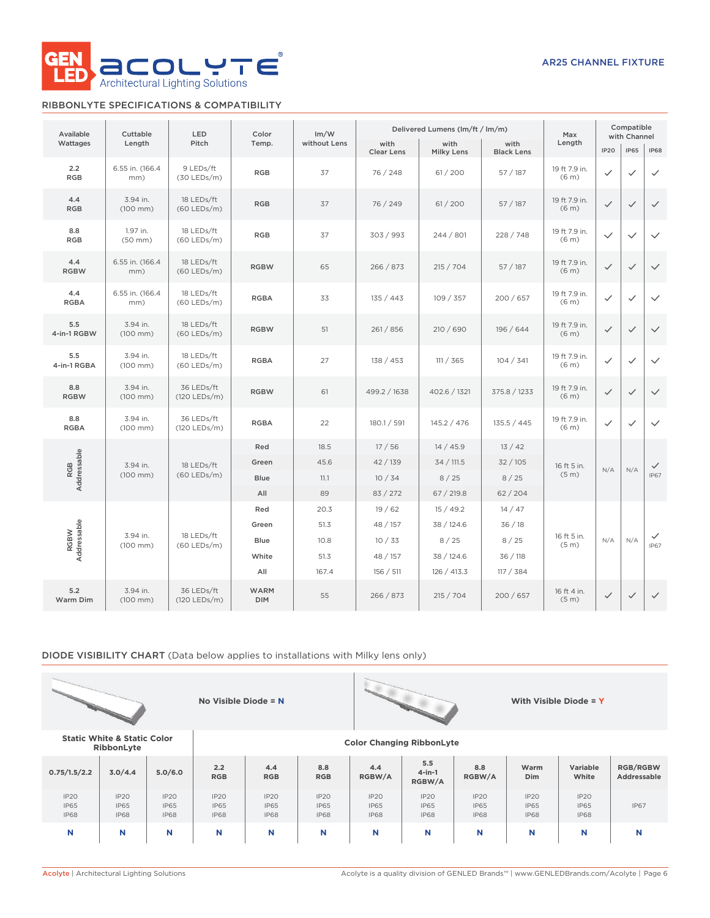## RIBBONLYTE SPECIFICATIONS & COMPATIBILITY

AR25 CHANNEL FIXTURE

| Available Wattages | Cuttable Length | LED Pitch | Color Temp. | lm/W without Lens | Delivered Lumens (lm/ft / lm/m) with Clear Lens | with Milky Lens | with Black Lens | Max Length | Compatible with Channel IP20 | IP65 | IP68 |
|---|---|---|---|---|---|---|---|---|---|---|---|
| 2.2 RGB | 6.55 in. (166.4 mm) | 9 LEDs/ft (30 LEDs/m) | RGB | 37 | 76 / 248 | 61 / 200 | 57 / 187 | 19 ft 7.9 in. (6 m) | ✓ | ✓ | ✓ |
| 4.4 RGB | 3.94 in. (100 mm) | 18 LEDs/ft (60 LEDs/m) | RGB | 37 | 76 / 249 | 61 / 200 | 57 / 187 | 19 ft 7.9 in. (6 m) | ✓ | ✓ | ✓ |
| 8.8 RGB | 1.97 in. (50 mm) | 18 LEDs/ft (60 LEDs/m) | RGB | 37 | 303 / 993 | 244 / 801 | 228 / 748 | 19 ft 7.9 in. (6 m) | ✓ | ✓ | ✓ |
| 4.4 RGBW | 6.55 in. (166.4 mm) | 18 LEDs/ft (60 LEDs/m) | RGBW | 65 | 266 / 873 | 215 / 704 | 57 / 187 | 19 ft 7.9 in. (6 m) | ✓ | ✓ | ✓ |
| 4.4 RGBA | 6.55 in. (166.4 mm) | 18 LEDs/ft (60 LEDs/m) | RGBA | 33 | 135 / 443 | 109 / 357 | 200 / 657 | 19 ft 7.9 in. (6 m) | ✓ | ✓ | ✓ |
| 5.5 4-in-1 RGBW | 3.94 in. (100 mm) | 18 LEDs/ft (60 LEDs/m) | RGBW | 51 | 261 / 856 | 210 / 690 | 196 / 644 | 19 ft 7.9 in. (6 m) | ✓ | ✓ | ✓ |
| 5.5 4-in-1 RGBA | 3.94 in. (100 mm) | 18 LEDs/ft (60 LEDs/m) | RGBA | 27 | 138 / 453 | 111 / 365 | 104 / 341 | 19 ft 7.9 in. (6 m) | ✓ | ✓ | ✓ |
| 8.8 RGBW | 3.94 in. (100 mm) | 36 LEDs/ft (120 LEDs/m) | RGBW | 61 | 499.2 / 1638 | 402.6 / 1321 | 375.8 / 1233 | 19 ft 7.9 in. (6 m) | ✓ | ✓ | ✓ |
| 8.8 RGBA | 3.94 in. (100 mm) | 36 LEDs/ft (120 LEDs/m) | RGBA | 22 | 180.1 / 591 | 145.2 / 476 | 135.5 / 445 | 19 ft 7.9 in. (6 m) | ✓ | ✓ | ✓ |
| RGB Addressable | 3.94 in. (100 mm) | 18 LEDs/ft (60 LEDs/m) | Red | 18.5 | 17 / 56 | 14 / 45.9 | 13 / 42 | 16 ft 5 in. (5 m) | N/A | N/A | ✓ IP67 |
| | | | Green | 45.6 | 42 / 139 | 34 / 111.5 | 32 / 105 | | | | |
| | | | Blue | 11.1 | 10 / 34 | 8 / 25 | 8 / 25 | | | | |
| | | | All | 89 | 83 / 272 | 67 / 219.8 | 62 / 204 | | | | |
| RGBW Addressable | 3.94 in. (100 mm) | 18 LEDs/ft (60 LEDs/m) | Red | 20.3 | 19 / 62 | 15 / 49.2 | 14 / 47 | 16 ft 5 in. (5 m) | N/A | N/A | ✓ IP67 |
| | | | Green | 51.3 | 48 / 157 | 38 / 124.6 | 36 / 18 | | | | |
| | | | Blue | 10.8 | 10 / 33 | 8 / 25 | 8 / 25 | | | | |
| | | | White | 51.3 | 48 / 157 | 38 / 124.6 | 36 / 118 | | | | |
| | | | All | 167.4 | 156 / 511 | 126 / 413.3 | 117 / 384 | | | | |
| 5.2 Warm Dim | 3.94 in. (100 mm) | 36 LEDs/ft (120 LEDs/m) | WARM DIM | 55 | 266 / 873 | 215 / 704 | 200 / 657 | 16 ft 4 in. (5 m) | ✓ | ✓ | ✓ |

## DIODE VISIBILITY CHART (Data below applies to installations with Milky lens only)

No Visible Diode = **N**

With Visible Diode = **Y**

| Static White & Static Color RibbonLyte | | | Color Changing RibbonLyte | | | | | | | | |
|---|---|---|---|---|---|---|---|---|---|---|---|
| 0.75/1.5/2.2 | 3.0/4.4 | 5.0/6.0 | 2.2 RGB | 4.4 RGB | 8.8 RGB | 4.4 RGBW/A | 5.5 4-in-1 RGBW/A | 8.8 RGBW/A | Warm Dim | Variable White | RGB/RGBW Addressable |
| IP20 IP65 IP68 | IP20 IP65 IP68 | IP20 IP65 IP68 | IP20 IP65 IP68 | IP20 IP65 IP68 | IP20 IP65 IP68 | IP20 IP65 IP68 | IP20 IP65 IP68 | IP20 IP65 IP68 | IP20 IP65 IP68 | IP20 IP65 IP68 | IP67 |
| N | N | N | N | N | N | N | N | N | N | N | N |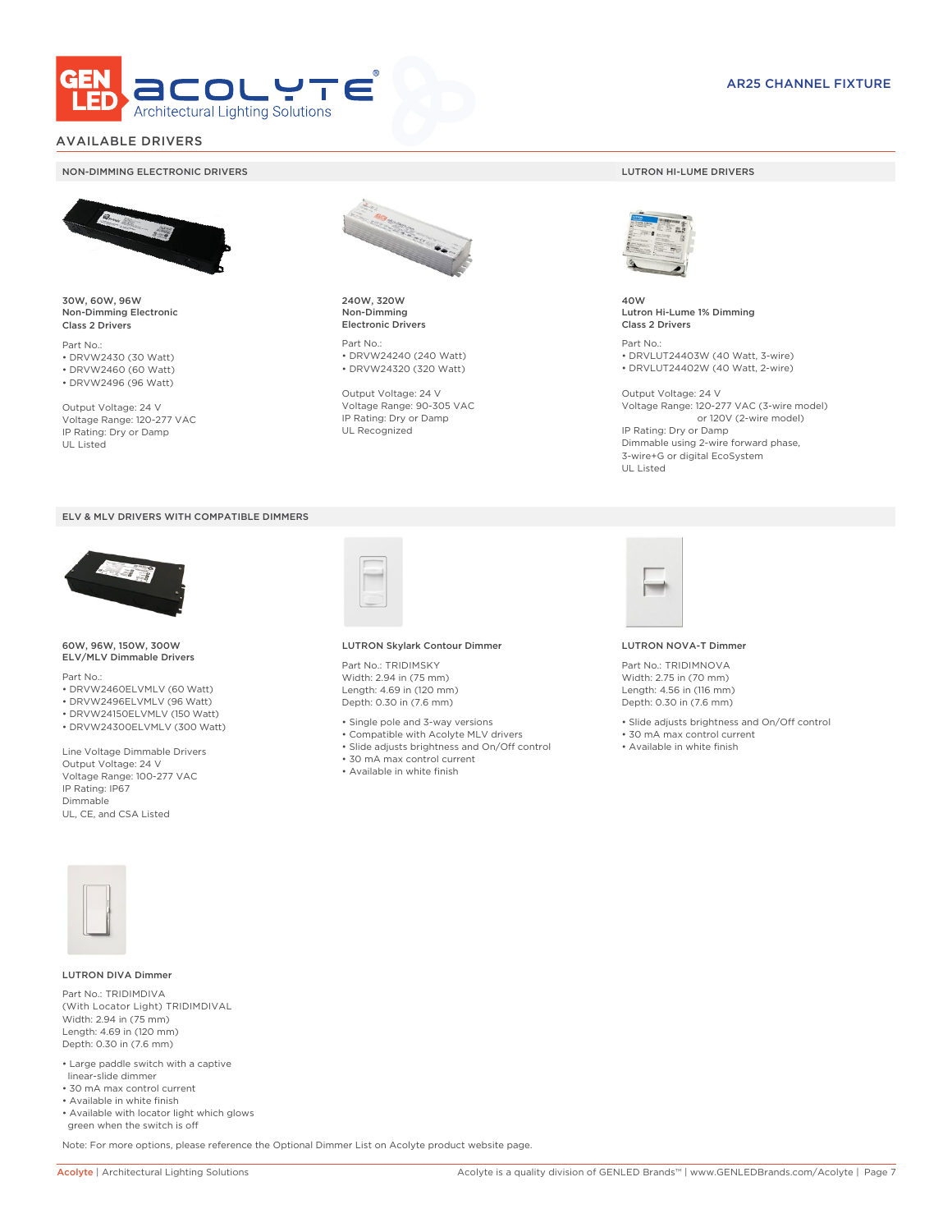# AVAILABLE DRIVERS

## NON-DIMMING ELECTRONIC DRIVERS

**30W, 60W, 96W**
**Non-Dimming Electronic**
**Class 2 Drivers**

Part No.:
- DRVW2430 (30 Watt)
- DRVW2460 (60 Watt)
- DRVW2496 (96 Watt)

Output Voltage: 24 V
Voltage Range: 120-277 VAC
IP Rating: Dry or Damp
UL Listed

**240W, 320W**
**Non-Dimming**
**Electronic Drivers**

Part No.:
- DRVW24240 (240 Watt)
- DRVW24320 (320 Watt)

Output Voltage: 24 V
Voltage Range: 90-305 VAC
IP Rating: Dry or Damp
UL Recognized

## LUTRON HI-LUME DRIVERS

**40W**
**Lutron Hi-Lume 1% Dimming**
**Class 2 Drivers**

Part No.:
- DRVLUT24403W (40 Watt, 3-wire)
- DRVLUT24402W (40 Watt, 2-wire)

Output Voltage: 24 V
Voltage Range: 120-277 VAC (3-wire model)
or 120V (2-wire model)
IP Rating: Dry or Damp
Dimmable using 2-wire forward phase,
3-wire+G or digital EcoSystem
UL Listed

## ELV & MLV DRIVERS WITH COMPATIBLE DIMMERS

**60W, 96W, 150W, 300W**
**ELV/MLV Dimmable Drivers**

Part No.:
- DRVW2460ELVMLV (60 Watt)
- DRVW2496ELVMLV (96 Watt)
- DRVW24150ELVMLV (150 Watt)
- DRVW24300ELVMLV (300 Watt)

Line Voltage Dimmable Drivers
Output Voltage: 24 V
Voltage Range: 100-277 VAC
IP Rating: IP67
Dimmable
UL, CE, and CSA Listed

**LUTRON Skylark Contour Dimmer**

Part No.: TRIDIMSKY
Width: 2.94 in (75 mm)
Length: 4.69 in (120 mm)
Depth: 0.30 in (7.6 mm)

- Single pole and 3-way versions
- Compatible with Acolyte MLV drivers
- Slide adjusts brightness and On/Off control
- 30 mA max control current
- Available in white finish

**LUTRON NOVA-T Dimmer**

Part No.: TRIDIMNOVA
Width: 2.75 in (70 mm)
Length: 4.56 in (116 mm)
Depth: 0.30 in (7.6 mm)

- Slide adjusts brightness and On/Off control
- 30 mA max control current
- Available in white finish

**LUTRON DIVA Dimmer**

Part No.: TRIDIMDIVA
(With Locator Light) TRIDIMDIVAL
Width: 2.94 in (75 mm)
Length: 4.69 in (120 mm)
Depth: 0.30 in (7.6 mm)

- Large paddle switch with a captive linear-slide dimmer
- 30 mA max control current
- Available in white finish
- Available with locator light which glows green when the switch is off

Note: For more options, please reference the Optional Dimmer List on Acolyte product website page.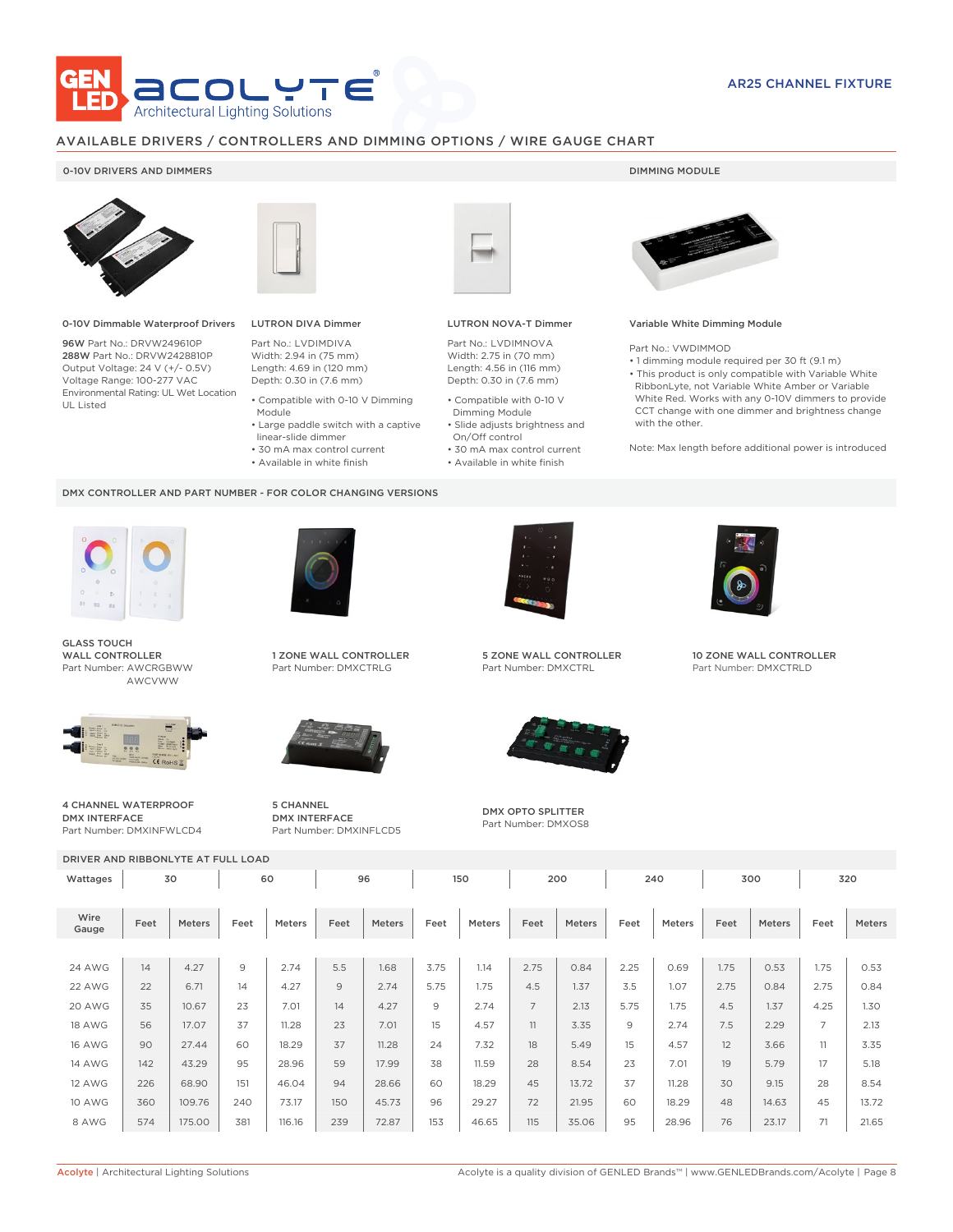AR25 CHANNEL FIXTURE

## AVAILABLE DRIVERS / CONTROLLERS AND DIMMING OPTIONS / WIRE GAUGE CHART

### 0-10V DRIVERS AND DIMMERS

**0-10V Dimmable Waterproof Drivers**

**96W** Part No.: DRVW249610P
**288W** Part No.: DRVW2428810P
Output Voltage: 24 V (+/- 0.5V)
Voltage Range: 100-277 VAC
Environmental Rating: UL Wet Location
UL Listed

**LUTRON DIVA Dimmer**

Part No.: LVDIMDIVA
Width: 2.94 in (75 mm)
Length: 4.69 in (120 mm)
Depth: 0.30 in (7.6 mm)

- Compatible with 0-10 V Dimming Module
- Large paddle switch with a captive linear-slide dimmer
- 30 mA max control current
- Available in white finish

**LUTRON NOVA-T Dimmer**

Part No.: LVDIMNOVA
Width: 2.75 in (70 mm)
Length: 4.56 in (116 mm)
Depth: 0.30 in (7.6 mm)

- Compatible with 0-10 V Dimming Module
- Slide adjusts brightness and On/Off control
- 30 mA max control current
- Available in white finish

### DIMMING MODULE

**Variable White Dimming Module**

Part No.: VWDIMMOD

- 1 dimming module required per 30 ft (9.1 m)
- This product is only compatible with Variable White RibbonLyte, not Variable White Amber or Variable White Red. Works with any 0-10V dimmers to provide CCT change with one dimmer and brightness change with the other.

Note: Max length before additional power is introduced

### DMX CONTROLLER AND PART NUMBER - FOR COLOR CHANGING VERSIONS

**GLASS TOUCH WALL CONTROLLER**
Part Number: AWCRGBWW
AWCVWW

**1 ZONE WALL CONTROLLER**
Part Number: DMXCTRLG

**5 ZONE WALL CONTROLLER**
Part Number: DMXCTRL

**10 ZONE WALL CONTROLLER**
Part Number: DMXCTRLD

**4 CHANNEL WATERPROOF DMX INTERFACE**
Part Number: DMXINFWLCD4

**5 CHANNEL DMX INTERFACE**
Part Number: DMXINFLCD5

**DMX OPTO SPLITTER**
Part Number: DMXOS8

### DRIVER AND RIBBONLYTE AT FULL LOAD

| Wattages | 30 | | 60 | | 96 | | 150 | | 200 | | 240 | | 300 | | 320 | |
|---|---|---|---|---|---|---|---|---|---|---|---|---|---|---|---|---|
| Wire Gauge | Feet | Meters | Feet | Meters | Feet | Meters | Feet | Meters | Feet | Meters | Feet | Meters | Feet | Meters | Feet | Meters |
| 24 AWG | 14 | 4.27 | 9 | 2.74 | 5.5 | 1.68 | 3.75 | 1.14 | 2.75 | 0.84 | 2.25 | 0.69 | 1.75 | 0.53 | 1.75 | 0.53 |
| 22 AWG | 22 | 6.71 | 14 | 4.27 | 9 | 2.74 | 5.75 | 1.75 | 4.5 | 1.37 | 3.5 | 1.07 | 2.75 | 0.84 | 2.75 | 0.84 |
| 20 AWG | 35 | 10.67 | 23 | 7.01 | 14 | 4.27 | 9 | 2.74 | 7 | 2.13 | 5.75 | 1.75 | 4.5 | 1.37 | 4.25 | 1.30 |
| 18 AWG | 56 | 17.07 | 37 | 11.28 | 23 | 7.01 | 15 | 4.57 | 11 | 3.35 | 9 | 2.74 | 7.5 | 2.29 | 7 | 2.13 |
| 16 AWG | 90 | 27.44 | 60 | 18.29 | 37 | 11.28 | 24 | 7.32 | 18 | 5.49 | 15 | 4.57 | 12 | 3.66 | 11 | 3.35 |
| 14 AWG | 142 | 43.29 | 95 | 28.96 | 59 | 17.99 | 38 | 11.59 | 28 | 8.54 | 23 | 7.01 | 19 | 5.79 | 17 | 5.18 |
| 12 AWG | 226 | 68.90 | 151 | 46.04 | 94 | 28.66 | 60 | 18.29 | 45 | 13.72 | 37 | 11.28 | 30 | 9.15 | 28 | 8.54 |
| 10 AWG | 360 | 109.76 | 240 | 73.17 | 150 | 45.73 | 96 | 29.27 | 72 | 21.95 | 60 | 18.29 | 48 | 14.63 | 45 | 13.72 |
| 8 AWG | 574 | 175.00 | 381 | 116.16 | 239 | 72.87 | 153 | 46.65 | 115 | 35.06 | 95 | 28.96 | 76 | 23.17 | 71 | 21.65 |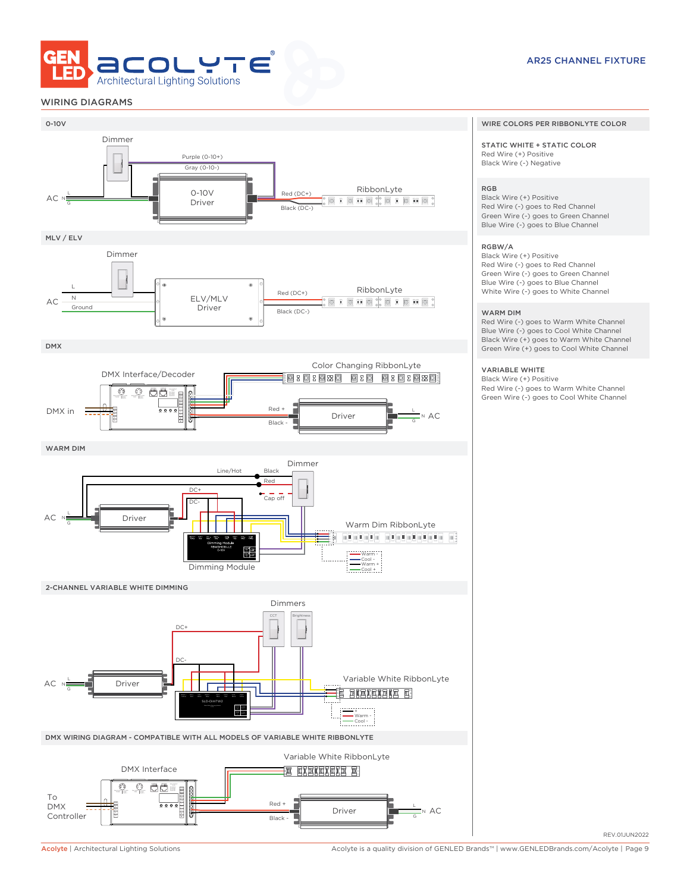AR25 CHANNEL FIXTURE

## WIRING DIAGRAMS

### 0-10V

Dimmer

Purple (0-10+)

Gray (0-10-)

AC L N G

0-10V Driver

Red (DC+)

Black (DC-)

RibbonLyte

### MLV / ELV

Dimmer

AC L N Ground

ELV/MLV Driver

Red (DC+)

Black (DC-)

RibbonLyte

### DMX

DMX Interface/Decoder

Color Changing RibbonLyte

DMX in

Red +

Black -

Driver

L N AC G

### WARM DIM

Dimmer

Line/Hot

Black

Red

Cap off

AC L N G

Driver

DC+

DC-

Dimming Module

Warm Dim RibbonLyte

Warm -
Cool -
Warm +
Cool +

### 2-CHANNEL VARIABLE WHITE DIMMING

Dimmers

CCT

Brightness

DC+

DC-

AC L N G

Driver

Variable White RibbonLyte

Warm -
Cool -

### DMX WIRING DIAGRAM - COMPATIBLE WITH ALL MODELS OF VARIABLE WHITE RIBBONLYTE

Variable White RibbonLyte

DMX Interface

To DMX Controller

Red +

Black -

Driver

L N AC G

## WIRE COLORS PER RIBBONLYTE COLOR

**STATIC WHITE + STATIC COLOR**
Red Wire (+) Positive
Black Wire (-) Negative

**RGB**
Black Wire (+) Positive
Red Wire (-) goes to Red Channel
Green Wire (-) goes to Green Channel
Blue Wire (-) goes to Blue Channel

**RGBW/A**
Black Wire (+) Positive
Red Wire (-) goes to Red Channel
Green Wire (-) goes to Green Channel
Blue Wire (-) goes to Blue Channel
White Wire (-) goes to White Channel

**WARM DIM**
Red Wire (-) goes to Warm White Channel
Blue Wire (-) goes to Cool White Channel
Black Wire (+) goes to Warm White Channel
Green Wire (+) goes to Cool White Channel

**VARIABLE WHITE**
Black Wire (+) Positive
Red Wire (-) goes to Warm White Channel
Green Wire (-) goes to Cool White Channel

REV.01JUN2022